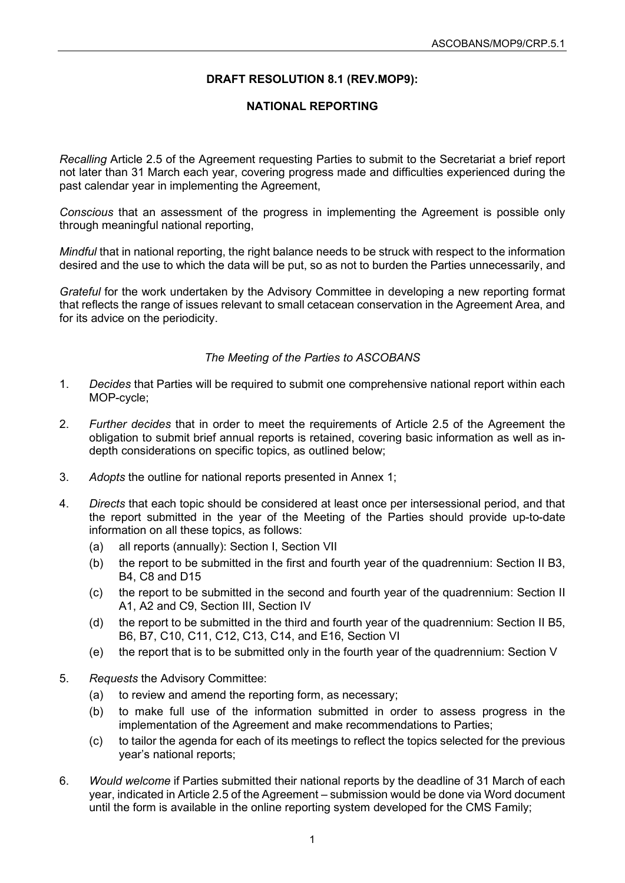**DRAFT RESOLUTION 8.1 (REV.MOP9):**

**NATIONAL REPORTING**

*Recalling* Article 2.5 of the Agreement requesting Parties to submit to the Secretariat a brief report not later than 31 March each year, covering progress made and difficulties experienced during the past calendar year in implementing the Agreement,

*Conscious* that an assessment of the progress in implementing the Agreement is possible only through meaningful national reporting,

*Mindful* that in national reporting, the right balance needs to be struck with respect to the information desired and the use to which the data will be put, so as not to burden the Parties unnecessarily, and

*Grateful* for the work undertaken by the Advisory Committee in developing a new reporting format that reflects the range of issues relevant to small cetacean conservation in the Agreement Area, and for its advice on the periodicity.

*The Meeting of the Parties to ASCOBANS*

1. *Decides* that Parties will be required to submit one comprehensive national report within each MOP-cycle;

2. *Further decides* that in order to meet the requirements of Article 2.5 of the Agreement the obligation to submit brief annual reports is retained, covering basic information as well as in-depth considerations on specific topics, as outlined below;

3. *Adopts* the outline for national reports presented in Annex 1;

4. *Directs* that each topic should be considered at least once per intersessional period, and that the report submitted in the year of the Meeting of the Parties should provide up-to-date information on all these topics, as follows:
   (a) all reports (annually): Section I, Section VII
   (b) the report to be submitted in the first and fourth year of the quadrennium: Section II B3, B4, C8 and D15
   (c) the report to be submitted in the second and fourth year of the quadrennium: Section II A1, A2 and C9, Section III, Section IV
   (d) the report to be submitted in the third and fourth year of the quadrennium: Section II B5, B6, B7, C10, C11, C12, C13, C14, and E16, Section VI
   (e) the report that is to be submitted only in the fourth year of the quadrennium: Section V

5. *Requests* the Advisory Committee:
   (a) to review and amend the reporting form, as necessary;
   (b) to make full use of the information submitted in order to assess progress in the implementation of the Agreement and make recommendations to Parties;
   (c) to tailor the agenda for each of its meetings to reflect the topics selected for the previous year's national reports;

6. *Would welcome* if Parties submitted their national reports by the deadline of 31 March of each year, indicated in Article 2.5 of the Agreement – submission would be done via Word document until the form is available in the online reporting system developed for the CMS Family;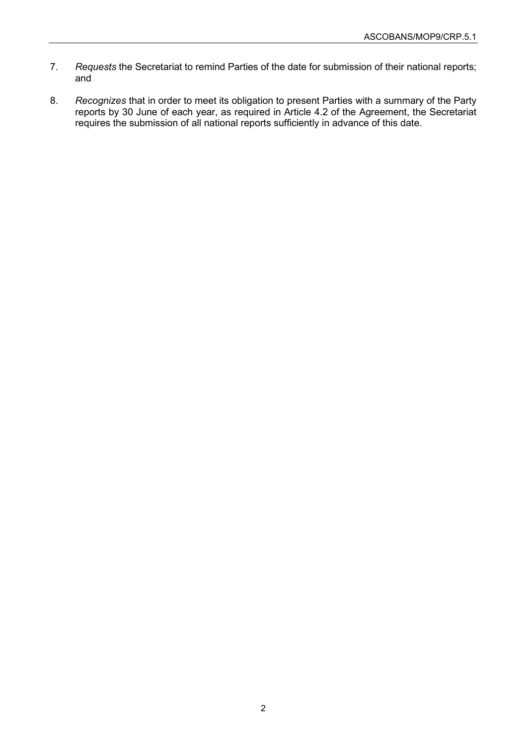7. *Requests* the Secretariat to remind Parties of the date for submission of their national reports; and

8. *Recognizes* that in order to meet its obligation to present Parties with a summary of the Party reports by 30 June of each year, as required in Article 4.2 of the Agreement, the Secretariat requires the submission of all national reports sufficiently in advance of this date.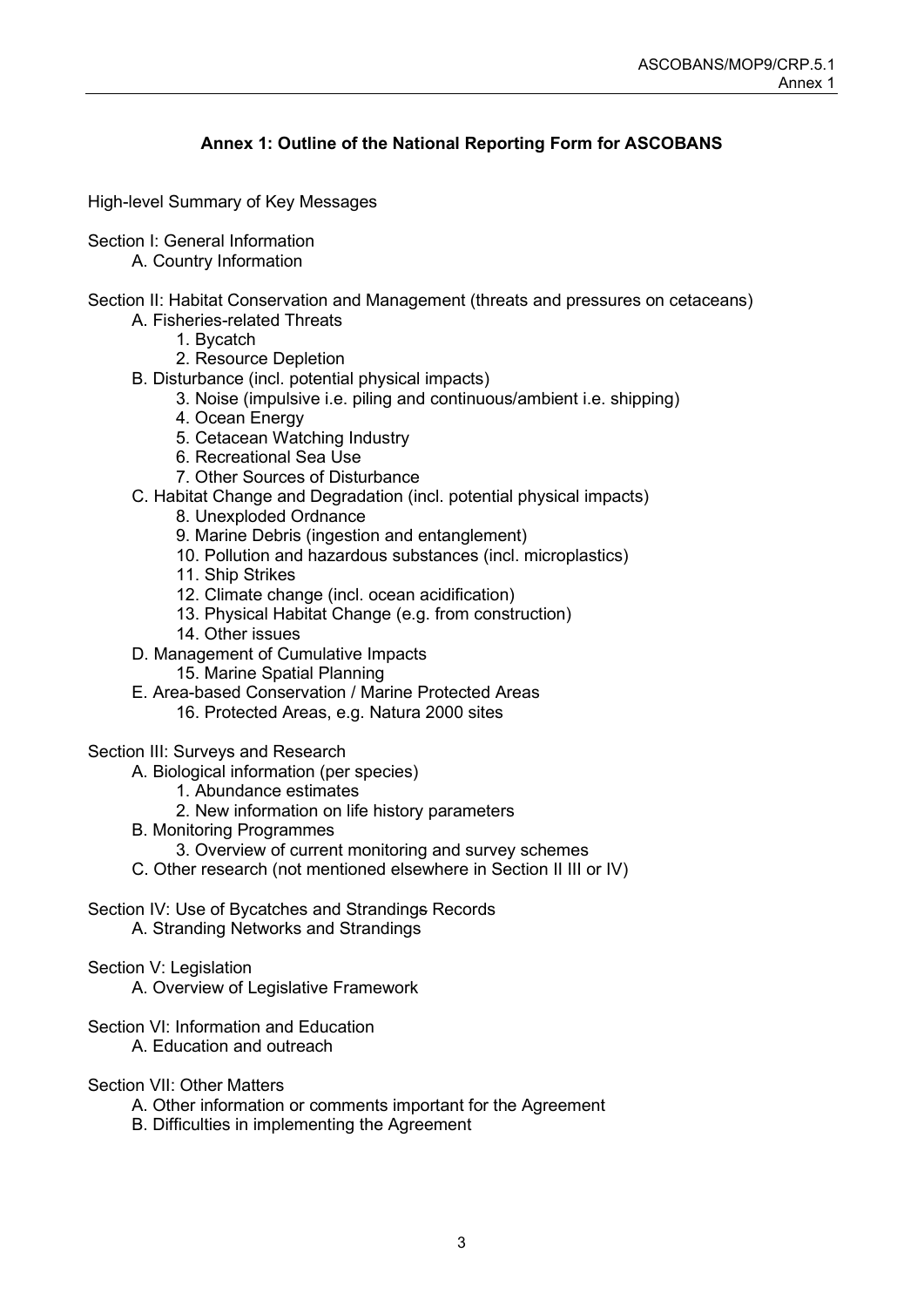## Annex 1: Outline of the National Reporting Form for ASCOBANS

High-level Summary of Key Messages

Section I: General Information

- A. Country Information

Section II: Habitat Conservation and Management (threats and pressures on cetaceans)

- A. Fisheries-related Threats
  1. Bycatch
  2. Resource Depletion
- B. Disturbance (incl. potential physical impacts)
  3. Noise (impulsive i.e. piling and continuous/ambient i.e. shipping)
  4. Ocean Energy
  5. Cetacean Watching Industry
  6. Recreational Sea Use
  7. Other Sources of Disturbance
- C. Habitat Change and Degradation (incl. potential physical impacts)
  8. Unexploded Ordnance
  9. Marine Debris (ingestion and entanglement)
  10. Pollution and hazardous substances (incl. microplastics)
  11. Ship Strikes
  12. Climate change (incl. ocean acidification)
  13. Physical Habitat Change (e.g. from construction)
  14. Other issues
- D. Management of Cumulative Impacts
  15. Marine Spatial Planning
- E. Area-based Conservation / Marine Protected Areas
  16. Protected Areas, e.g. Natura 2000 sites

Section III: Surveys and Research

- A. Biological information (per species)
  1. Abundance estimates
  2. New information on life history parameters
- B. Monitoring Programmes
  3. Overview of current monitoring and survey schemes
- C. Other research (not mentioned elsewhere in Section II III or IV)

Section IV: Use of Bycatches and Strandings Records

- A. Stranding Networks and Strandings

Section V: Legislation

- A. Overview of Legislative Framework

Section VI: Information and Education

- A. Education and outreach

Section VII: Other Matters

- A. Other information or comments important for the Agreement
- B. Difficulties in implementing the Agreement